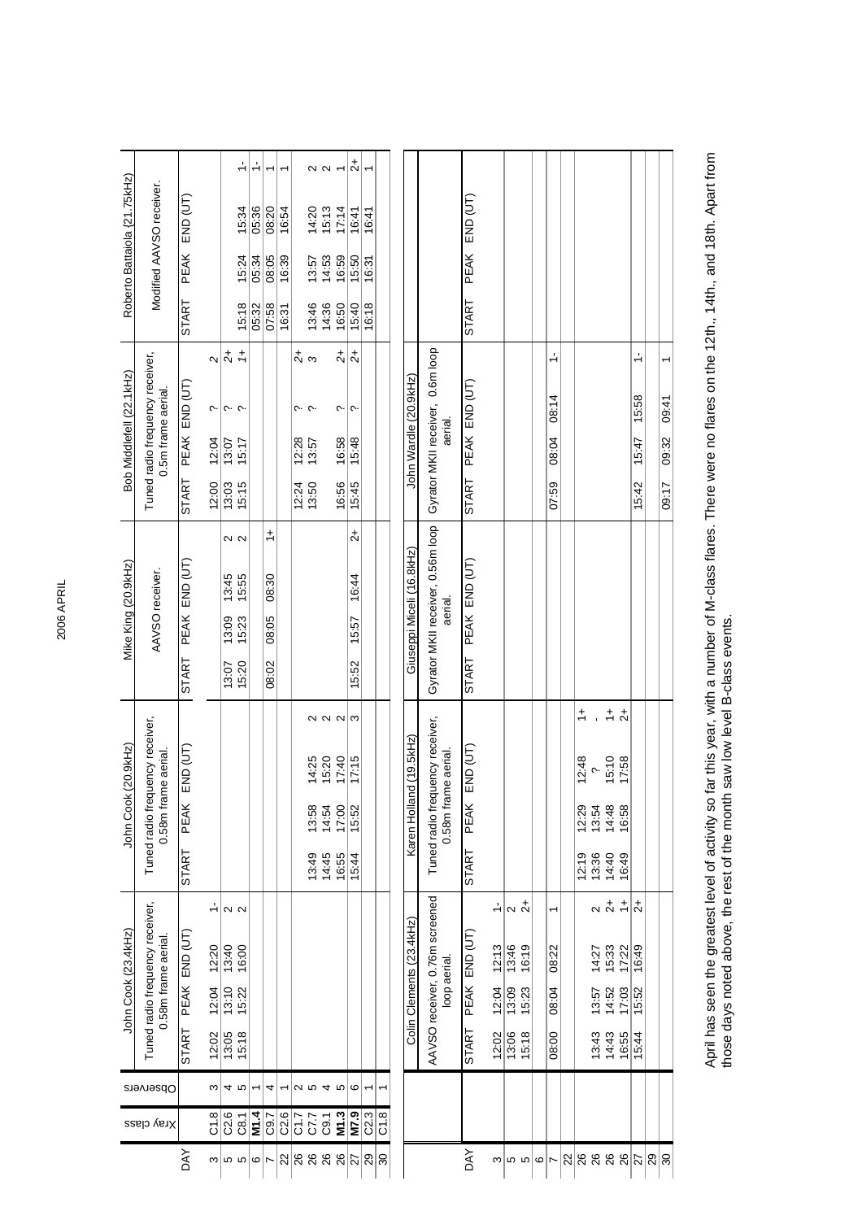# 2006 APRIL

| DAY | Xray class | Observers | John Cook (23.4kHz) | | | | John Cook (20.9kHz) | | | | Mike King (20.9kHz) | | | | Bob Middlefell (22.1kHz) | | | | Roberto Battaiola (21.75kHz) | | | |
|---|---|---|---|---|---|---|---|---|---|---|---|---|---|---|---|---|---|---|---|---|---|---|
| | | | Tuned radio frequency receiver, 0.58m frame aerial. | | | | Tuned radio frequency receiver, 0.58m frame aerial. | | | | AAVSO receiver. | | | | Tuned radio frequency receiver, 0.5m frame aerial. | | | | Modified AAVSO receiver. | | | |
| | | | START | PEAK | END (UT) | | START | PEAK | END (UT) | | START | PEAK | END (UT) | | START | PEAK | END (UT) | | START | PEAK | END (UT) | |
| 3 | C1.8 | 3 | 12:02 | 12:04 | 12:20 | 1- | | | | | | | | | 12:00 | 12:04 | ? | 2 | | | | |
| 5 | C2.6 | 4 | 13:05 | 13:10 | 13:40 | 2 | | | | | 13:07 | 13:09 | 13:45 | 2 | 13:03 | 13:07 | ? | 2+ | | | | |
| 5 | C8.1 | 5 | 15:18 | 15:22 | 16:00 | 2 | | | | | 15:20 | 15:23 | 15:55 | 2 | 15:15 | 15:17 | ? | 1+ | 15:18 | 15:24 | 15:34 | 1- |
| 6 | **M1.4** | 1 | | | | | | | | | | | | | | | | | 05:32 | 05:34 | 05:36 | 1- |
| 7 | C9.7 | 4 | | | | | | | | | 08:02 | 08:05 | 08:30 | 1+ | | | | | 07:58 | 08:05 | 08:20 | 1 |
| 22 | C2.6 | 1 | | | | | | | | | | | | | | | | | 16:31 | 16:39 | 16:54 | 1 |
| 26 | C1.7 | 2 | | | | | | | | | | | | | 12:24 | 12:28 | ? | 2+ | | | | |
| 26 | C7.7 | 5 | | | | | 13:49 | 13:58 | 14:25 | 2 | | | | | 13:50 | 13:57 | ? | 3 | 13:46 | 13:57 | 14:20 | 2 |
| 26 | C9.1 | 4 | | | | | 14:45 | 14:54 | 15:20 | 2 | | | | | | | | | 14:36 | 14:53 | 15:13 | 2 |
| 26 | **M1.3** | 5 | | | | | 16:55 | 17:00 | 17:40 | 2 | | | | | 16:56 | 16:58 | ? | 2+ | 16:50 | 16:59 | 17:14 | 1 |
| 27 | **M7.9** | 6 | | | | | 15:44 | 15:52 | 17:15 | 3 | 15:52 | 15:57 | 16:44 | 2+ | 15:45 | 15:48 | ? | 2+ | 15:40 | 15:50 | 16:41 | 2+ |
| 29 | C2.3 | 1 | | | | | | | | | | | | | | | | | 16:18 | 16:31 | 16:41 | 1 |
| 30 | C1.8 | 1 | | | | | | | | | | | | | | | | | | | | |

| DAY | Colin Clements (23.4kHz) | | | | Karen Holland (19.5kHz) | | | | Giuseppi Miceli (16.8kHz) | | | | John Wardle (20.9kHz) | | | |
|---|---|---|---|---|---|---|---|---|---|---|---|---|---|---|---|---|
| | AAVSO receiver, 0.76m screened loop aerial. | | | | Tuned radio frequency receiver, 0.58m frame aerial. | | | | Gyrator MKII receiver, 0.56m loop aerial. | | | | Gyrator MKII receiver, 0.6m loop aerial. | | | |
| | START | PEAK | END (UT) | | START | PEAK | END (UT) | | START | PEAK | END (UT) | | START | PEAK | END (UT) | |
| 3 | 12:02 | 12:04 | 12:13 | 1- | | | | | | | | | | | | |
| 5 | 13:06 | 13:09 | 13:46 | 2 | | | | | | | | | | | | |
| 5 | 15:18 | 15:23 | 16:19 | 2+ | | | | | | | | | | | | |
| 6 | | | | | | | | | | | | | | | | |
| 7 | 08:00 | 08:04 | 08:22 | 1 | | | | | | | | | 07:59 | 08:04 | 08:14 | 1- |
| 22 | | | | | | | | | | | | | | | | |
| 26 | | | | | 12:19 | 12:29 | 12:48 | 1+ | | | | | | | | |
| 26 | 13:43 | 13:57 | 14:27 | 2 | 13:36 | 13:54 | ? | - | | | | | | | | |
| 26 | 14:43 | 14:52 | 15:33 | 2+ | 14:40 | 14:48 | 15:10 | 1+ | | | | | | | | |
| 26 | 16:55 | 17:03 | 17:22 | 1+ | 16:49 | 16:58 | 17:58 | 2+ | | | | | | | | |
| 27 | 15:44 | 15:52 | 16:49 | 2+ | | | | | | | | | 15:42 | 15:47 | 15:58 | 1- |
| 29 | | | | | | | | | | | | | | | | |
| 30 | | | | | | | | | | | | | 09:17 | 09:32 | 09:41 | 1 |

April has seen the greatest level of activity so far this year, with a number of M-class flares. There were no flares on the 12th., 14th., and 18th. Apart from those days noted above, the rest of the month saw low level B-class events.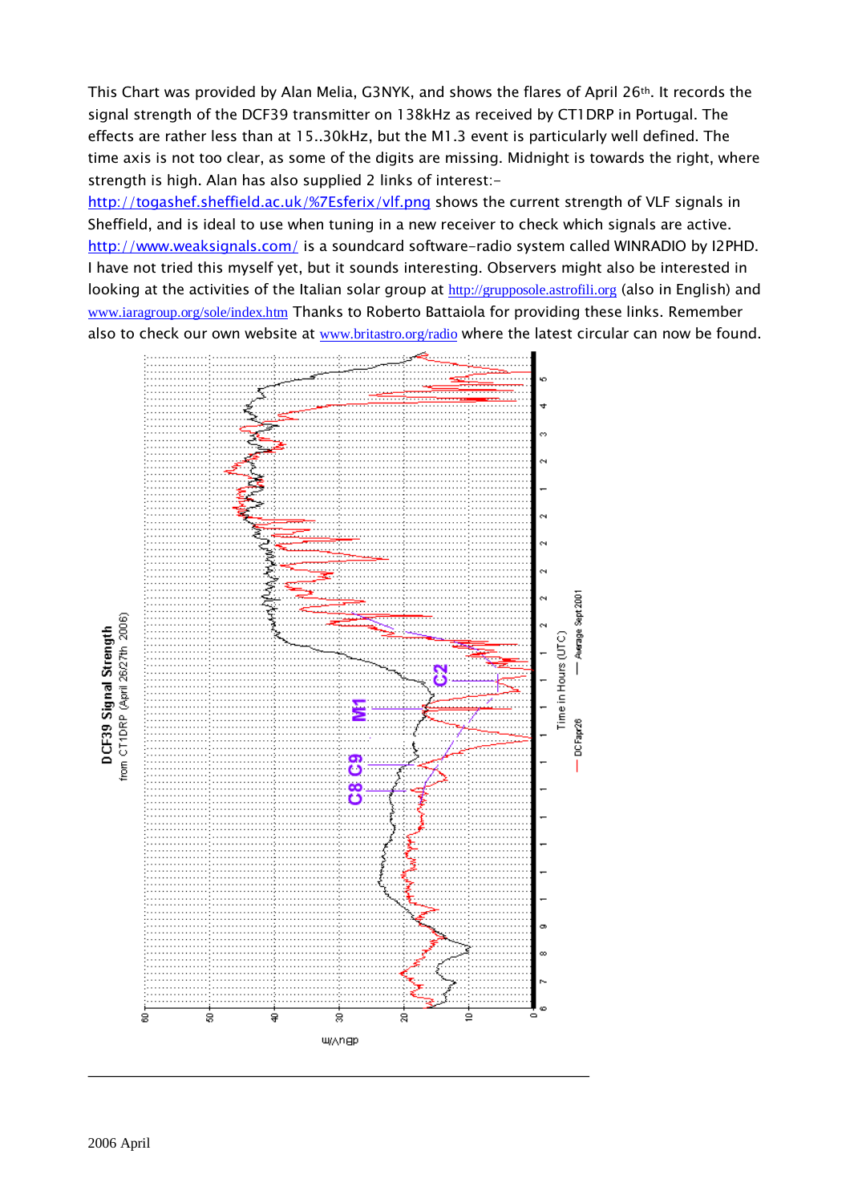This Chart was provided by Alan Melia, G3NYK, and shows the flares of April 26th. It records the signal strength of the DCF39 transmitter on 138kHz as received by CT1DRP in Portugal. The effects are rather less than at 15..30kHz, but the M1.3 event is particularly well defined. The time axis is not too clear, as some of the digits are missing. Midnight is towards the right, where strength is high. Alan has also supplied 2 links of interest:-

http://togashef.sheffield.ac.uk/%7Esferix/vlf.png shows the current strength of VLF signals in Sheffield, and is ideal to use when tuning in a new receiver to check which signals are active.

http://www.weaksignals.com/ is a soundcard software-radio system called WINRADIO by I2PHD. I have not tried this myself yet, but it sounds interesting. Observers might also be interested in looking at the activities of the Italian solar group at http://grupposole.astrofili.org (also in English) and www.iaragroup.org/sole/index.htm Thanks to Roberto Battaiola for providing these links. Remember also to check our own website at www.britastro.org/radio where the latest circular can now be found.

DCF39 Signal Strength
from CT1DRP (April 26/27th 2006)

C8 C9
M1
C2

dBuV/m
60
50
40
30
20
10
0

6 7 8 9 1 1 1 1 1 1 1 1 1 1 2 2 2 2 2 2 1 2 3 4 5

Time in Hours (UTC)

— DCFapr26
— Average Sept 2001